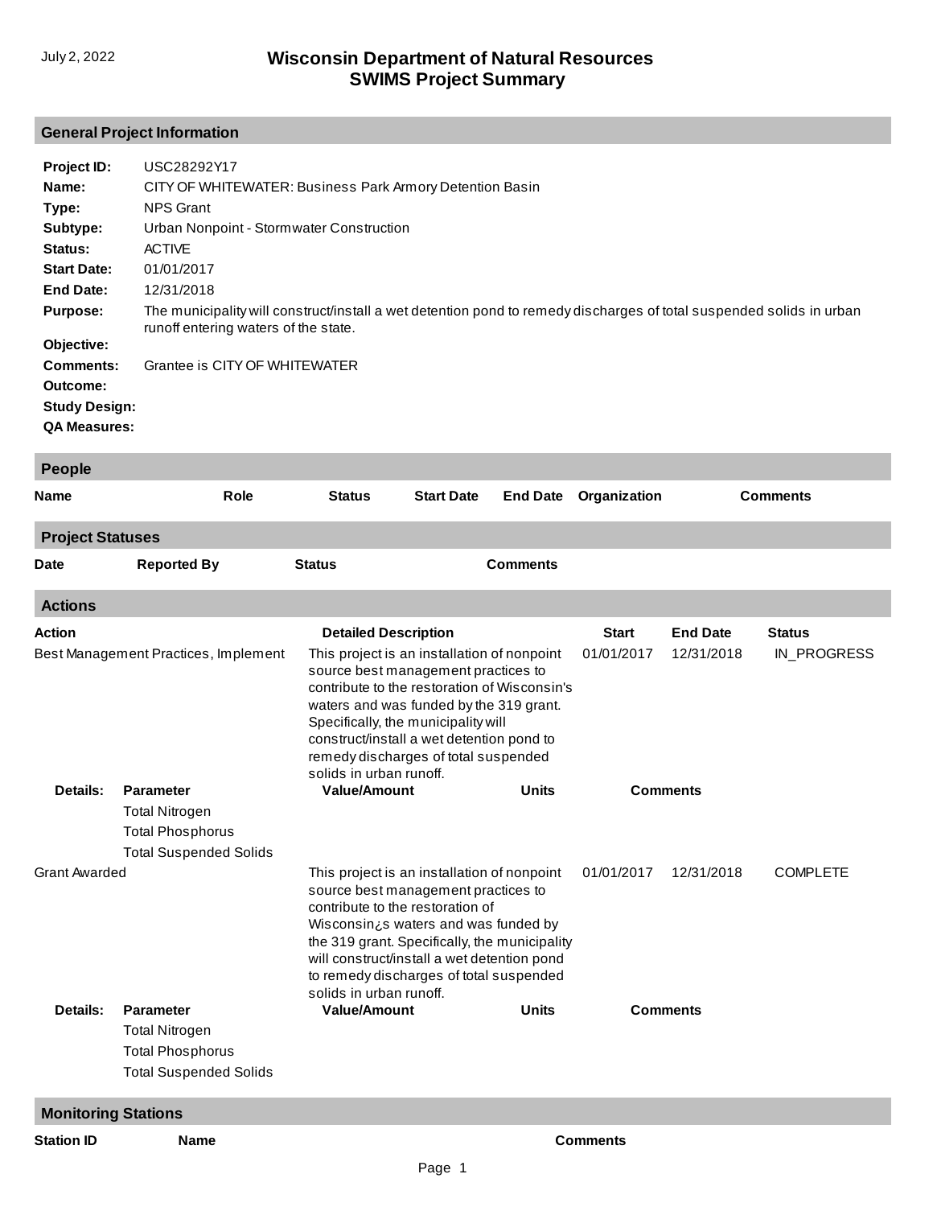July 2, 2022

# Wisconsin Department of Natural Resources
# SWIMS Project Summary

## General Project Information

**Project ID:** USC28292Y17
**Name:** CITY OF WHITEWATER: Business Park Armory Detention Basin
**Type:** NPS Grant
**Subtype:** Urban Nonpoint - Stormwater Construction
**Status:** ACTIVE
**Start Date:** 01/01/2017
**End Date:** 12/31/2018
**Purpose:** The municipality will construct/install a wet detention pond to remedy discharges of total suspended solids in urban runoff entering waters of the state.
**Objective:**
**Comments:** Grantee is CITY OF WHITEWATER
**Outcome:**
**Study Design:**
**QA Measures:**

## People

| Name | Role | Status | Start Date | End Date | Organization | Comments |
|---|---|---|---|---|---|---|

## Project Statuses

| Date | Reported By | Status | Comments |
|---|---|---|---|

## Actions

| Action | Detailed Description | Start | End Date | Status |
|---|---|---|---|---|
| Best Management Practices, Implement | This project is an installation of nonpoint source best management practices to contribute to the restoration of Wisconsin's waters and was funded by the 319 grant. Specifically, the municipality will construct/install a wet detention pond to remedy discharges of total suspended solids in urban runoff. | 01/01/2017 | 12/31/2018 | IN_PROGRESS |

**Details:**

| Parameter | Value/Amount | Units | Comments |
|---|---|---|---|
| Total Nitrogen | | | |
| Total Phosphorus | | | |
| Total Suspended Solids | | | |

| Action | Detailed Description | Start | End Date | Status |
|---|---|---|---|---|
| Grant Awarded | This project is an installation of nonpoint source best management practices to contribute to the restoration of Wisconsin¿s waters and was funded by the 319 grant. Specifically, the municipality will construct/install a wet detention pond to remedy discharges of total suspended solids in urban runoff. | 01/01/2017 | 12/31/2018 | COMPLETE |

**Details:**

| Parameter | Value/Amount | Units | Comments |
|---|---|---|---|
| Total Nitrogen | | | |
| Total Phosphorus | | | |
| Total Suspended Solids | | | |

## Monitoring Stations

| Station ID | Name | Comments |
|---|---|---|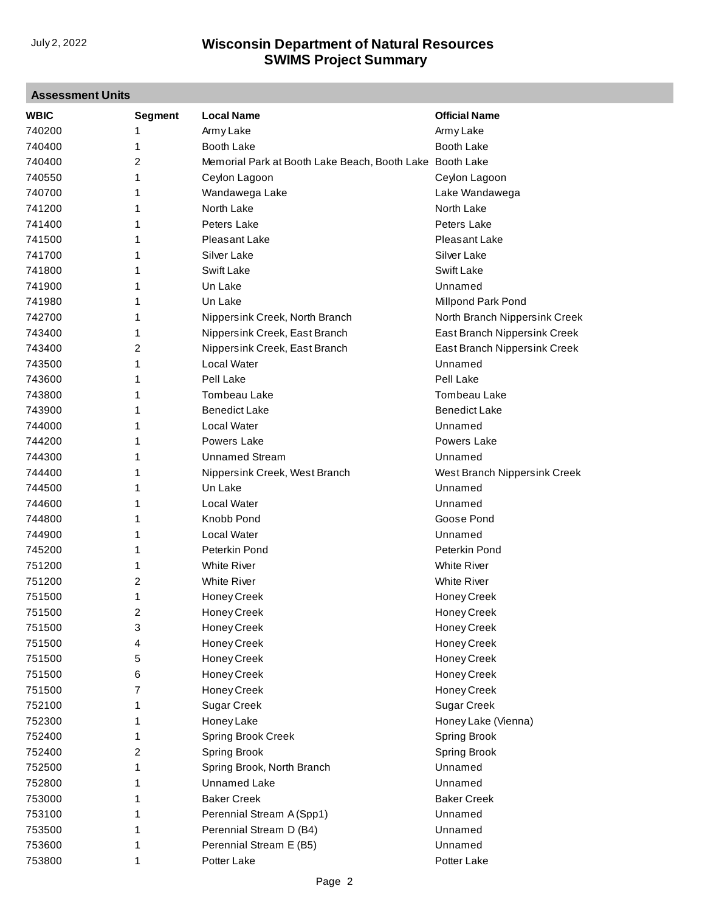## Assessment Units

| WBIC | Segment | Local Name | Official Name |
|---|---|---|---|
| 740200 | 1 | Army Lake | Army Lake |
| 740400 | 1 | Booth Lake | Booth Lake |
| 740400 | 2 | Memorial Park at Booth Lake Beach, Booth Lake | Booth Lake |
| 740550 | 1 | Ceylon Lagoon | Ceylon Lagoon |
| 740700 | 1 | Wandawega Lake | Lake Wandawega |
| 741200 | 1 | North Lake | North Lake |
| 741400 | 1 | Peters Lake | Peters Lake |
| 741500 | 1 | Pleasant Lake | Pleasant Lake |
| 741700 | 1 | Silver Lake | Silver Lake |
| 741800 | 1 | Swift Lake | Swift Lake |
| 741900 | 1 | Un Lake | Unnamed |
| 741980 | 1 | Un Lake | Millpond Park Pond |
| 742700 | 1 | Nippersink Creek, North Branch | North Branch Nippersink Creek |
| 743400 | 1 | Nippersink Creek, East Branch | East Branch Nippersink Creek |
| 743400 | 2 | Nippersink Creek, East Branch | East Branch Nippersink Creek |
| 743500 | 1 | Local Water | Unnamed |
| 743600 | 1 | Pell Lake | Pell Lake |
| 743800 | 1 | Tombeau Lake | Tombeau Lake |
| 743900 | 1 | Benedict Lake | Benedict Lake |
| 744000 | 1 | Local Water | Unnamed |
| 744200 | 1 | Powers Lake | Powers Lake |
| 744300 | 1 | Unnamed Stream | Unnamed |
| 744400 | 1 | Nippersink Creek, West Branch | West Branch Nippersink Creek |
| 744500 | 1 | Un Lake | Unnamed |
| 744600 | 1 | Local Water | Unnamed |
| 744800 | 1 | Knobb Pond | Goose Pond |
| 744900 | 1 | Local Water | Unnamed |
| 745200 | 1 | Peterkin Pond | Peterkin Pond |
| 751200 | 1 | White River | White River |
| 751200 | 2 | White River | White River |
| 751500 | 1 | Honey Creek | Honey Creek |
| 751500 | 2 | Honey Creek | Honey Creek |
| 751500 | 3 | Honey Creek | Honey Creek |
| 751500 | 4 | Honey Creek | Honey Creek |
| 751500 | 5 | Honey Creek | Honey Creek |
| 751500 | 6 | Honey Creek | Honey Creek |
| 751500 | 7 | Honey Creek | Honey Creek |
| 752100 | 1 | Sugar Creek | Sugar Creek |
| 752300 | 1 | Honey Lake | Honey Lake (Vienna) |
| 752400 | 1 | Spring Brook Creek | Spring Brook |
| 752400 | 2 | Spring Brook | Spring Brook |
| 752500 | 1 | Spring Brook, North Branch | Unnamed |
| 752800 | 1 | Unnamed Lake | Unnamed |
| 753000 | 1 | Baker Creek | Baker Creek |
| 753100 | 1 | Perennial Stream A (Spp1) | Unnamed |
| 753500 | 1 | Perennial Stream D (B4) | Unnamed |
| 753600 | 1 | Perennial Stream E (B5) | Unnamed |
| 753800 | 1 | Potter Lake | Potter Lake |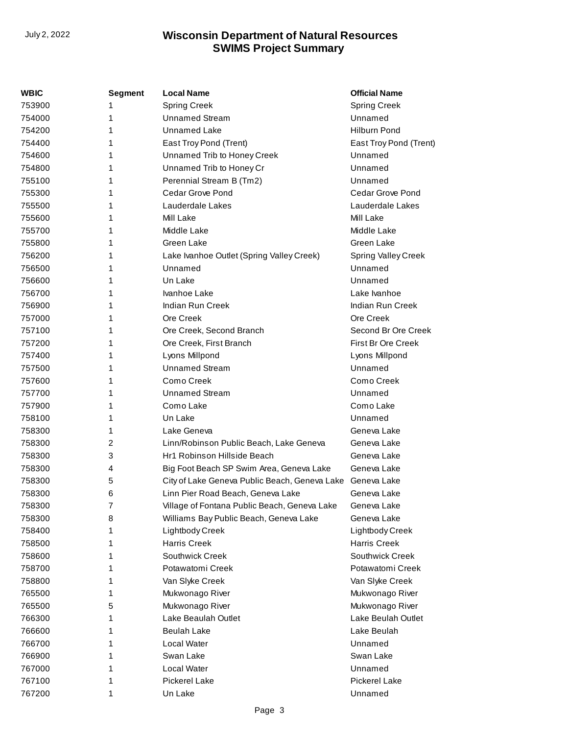| WBIC | Segment | Local Name | Official Name |
|---|---|---|---|
| 753900 | 1 | Spring Creek | Spring Creek |
| 754000 | 1 | Unnamed Stream | Unnamed |
| 754200 | 1 | Unnamed Lake | Hilburn Pond |
| 754400 | 1 | East Troy Pond (Trent) | East Troy Pond (Trent) |
| 754600 | 1 | Unnamed Trib to Honey Creek | Unnamed |
| 754800 | 1 | Unnamed Trib to Honey Cr | Unnamed |
| 755100 | 1 | Perennial Stream B (Tm2) | Unnamed |
| 755300 | 1 | Cedar Grove Pond | Cedar Grove Pond |
| 755500 | 1 | Lauderdale Lakes | Lauderdale Lakes |
| 755600 | 1 | Mill Lake | Mill Lake |
| 755700 | 1 | Middle Lake | Middle Lake |
| 755800 | 1 | Green Lake | Green Lake |
| 756200 | 1 | Lake Ivanhoe Outlet (Spring Valley Creek) | Spring Valley Creek |
| 756500 | 1 | Unnamed | Unnamed |
| 756600 | 1 | Un Lake | Unnamed |
| 756700 | 1 | Ivanhoe Lake | Lake Ivanhoe |
| 756900 | 1 | Indian Run Creek | Indian Run Creek |
| 757000 | 1 | Ore Creek | Ore Creek |
| 757100 | 1 | Ore Creek, Second Branch | Second Br Ore Creek |
| 757200 | 1 | Ore Creek, First Branch | First Br Ore Creek |
| 757400 | 1 | Lyons Millpond | Lyons Millpond |
| 757500 | 1 | Unnamed Stream | Unnamed |
| 757600 | 1 | Como Creek | Como Creek |
| 757700 | 1 | Unnamed Stream | Unnamed |
| 757900 | 1 | Como Lake | Como Lake |
| 758100 | 1 | Un Lake | Unnamed |
| 758300 | 1 | Lake Geneva | Geneva Lake |
| 758300 | 2 | Linn/Robinson Public Beach, Lake Geneva | Geneva Lake |
| 758300 | 3 | Hr1 Robinson Hillside Beach | Geneva Lake |
| 758300 | 4 | Big Foot Beach SP Swim Area, Geneva Lake | Geneva Lake |
| 758300 | 5 | City of Lake Geneva Public Beach, Geneva Lake | Geneva Lake |
| 758300 | 6 | Linn Pier Road Beach, Geneva Lake | Geneva Lake |
| 758300 | 7 | Village of Fontana Public Beach, Geneva Lake | Geneva Lake |
| 758300 | 8 | Williams Bay Public Beach, Geneva Lake | Geneva Lake |
| 758400 | 1 | Lightbody Creek | Lightbody Creek |
| 758500 | 1 | Harris Creek | Harris Creek |
| 758600 | 1 | Southwick Creek | Southwick Creek |
| 758700 | 1 | Potawatomi Creek | Potawatomi Creek |
| 758800 | 1 | Van Slyke Creek | Van Slyke Creek |
| 765500 | 1 | Mukwonago River | Mukwonago River |
| 765500 | 5 | Mukwonago River | Mukwonago River |
| 766300 | 1 | Lake Beaulah Outlet | Lake Beulah Outlet |
| 766600 | 1 | Beulah Lake | Lake Beulah |
| 766700 | 1 | Local Water | Unnamed |
| 766900 | 1 | Swan Lake | Swan Lake |
| 767000 | 1 | Local Water | Unnamed |
| 767100 | 1 | Pickerel Lake | Pickerel Lake |
| 767200 | 1 | Un Lake | Unnamed |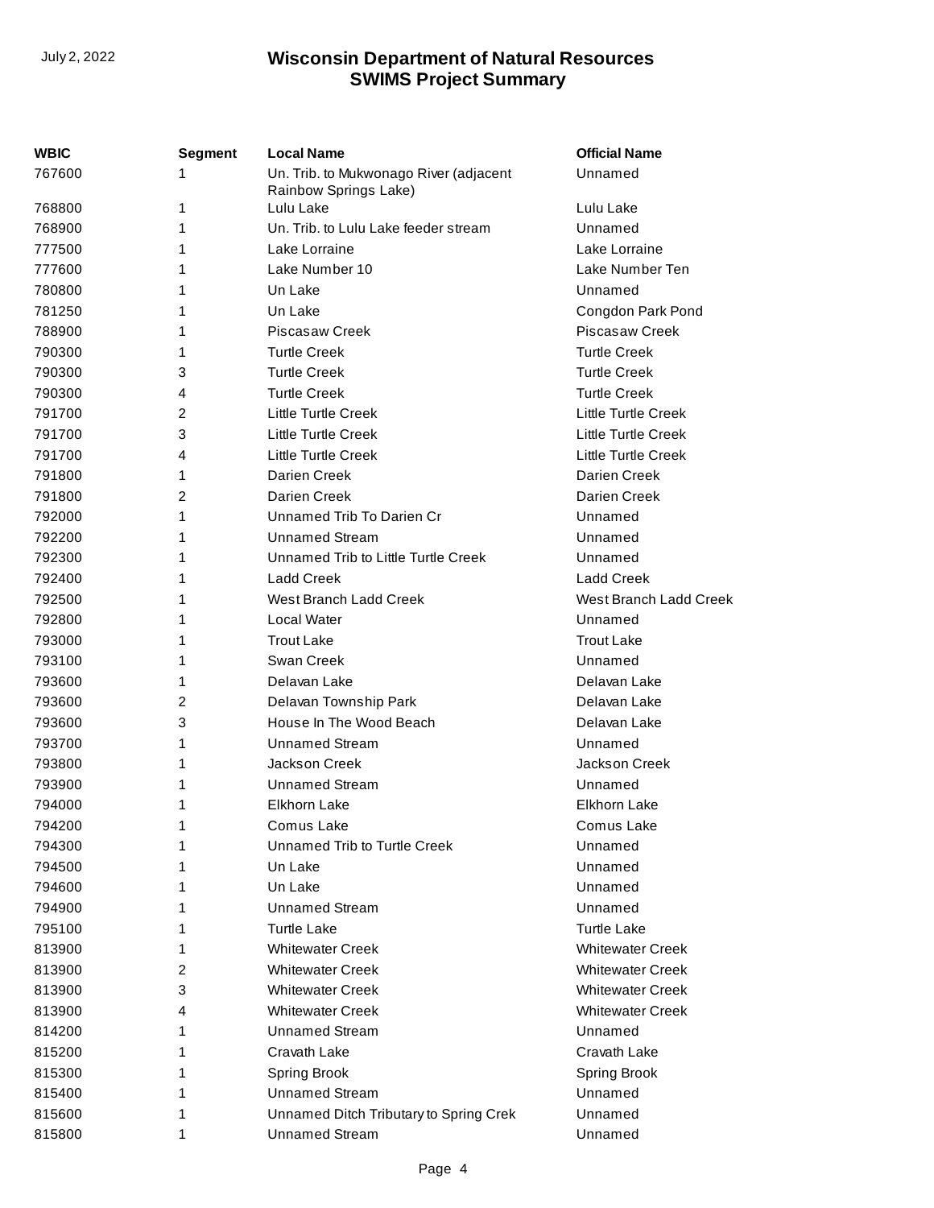| WBIC | Segment | Local Name | Official Name |
|---|---|---|---|
| 767600 | 1 | Un. Trib. to Mukwonago River (adjacent Rainbow Springs Lake) | Unnamed |
| 768800 | 1 | Lulu Lake | Lulu Lake |
| 768900 | 1 | Un. Trib. to Lulu Lake feeder stream | Unnamed |
| 777500 | 1 | Lake Lorraine | Lake Lorraine |
| 777600 | 1 | Lake Number 10 | Lake Number Ten |
| 780800 | 1 | Un Lake | Unnamed |
| 781250 | 1 | Un Lake | Congdon Park Pond |
| 788900 | 1 | Piscasaw Creek | Piscasaw Creek |
| 790300 | 1 | Turtle Creek | Turtle Creek |
| 790300 | 3 | Turtle Creek | Turtle Creek |
| 790300 | 4 | Turtle Creek | Turtle Creek |
| 791700 | 2 | Little Turtle Creek | Little Turtle Creek |
| 791700 | 3 | Little Turtle Creek | Little Turtle Creek |
| 791700 | 4 | Little Turtle Creek | Little Turtle Creek |
| 791800 | 1 | Darien Creek | Darien Creek |
| 791800 | 2 | Darien Creek | Darien Creek |
| 792000 | 1 | Unnamed Trib To Darien Cr | Unnamed |
| 792200 | 1 | Unnamed Stream | Unnamed |
| 792300 | 1 | Unnamed Trib to Little Turtle Creek | Unnamed |
| 792400 | 1 | Ladd Creek | Ladd Creek |
| 792500 | 1 | West Branch Ladd Creek | West Branch Ladd Creek |
| 792800 | 1 | Local Water | Unnamed |
| 793000 | 1 | Trout Lake | Trout Lake |
| 793100 | 1 | Swan Creek | Unnamed |
| 793600 | 1 | Delavan Lake | Delavan Lake |
| 793600 | 2 | Delavan Township Park | Delavan Lake |
| 793600 | 3 | House In The Wood Beach | Delavan Lake |
| 793700 | 1 | Unnamed Stream | Unnamed |
| 793800 | 1 | Jackson Creek | Jackson Creek |
| 793900 | 1 | Unnamed Stream | Unnamed |
| 794000 | 1 | Elkhorn Lake | Elkhorn Lake |
| 794200 | 1 | Comus Lake | Comus Lake |
| 794300 | 1 | Unnamed Trib to Turtle Creek | Unnamed |
| 794500 | 1 | Un Lake | Unnamed |
| 794600 | 1 | Un Lake | Unnamed |
| 794900 | 1 | Unnamed Stream | Unnamed |
| 795100 | 1 | Turtle Lake | Turtle Lake |
| 813900 | 1 | Whitewater Creek | Whitewater Creek |
| 813900 | 2 | Whitewater Creek | Whitewater Creek |
| 813900 | 3 | Whitewater Creek | Whitewater Creek |
| 813900 | 4 | Whitewater Creek | Whitewater Creek |
| 814200 | 1 | Unnamed Stream | Unnamed |
| 815200 | 1 | Cravath Lake | Cravath Lake |
| 815300 | 1 | Spring Brook | Spring Brook |
| 815400 | 1 | Unnamed Stream | Unnamed |
| 815600 | 1 | Unnamed Ditch Tributary to Spring Crek | Unnamed |
| 815800 | 1 | Unnamed Stream | Unnamed |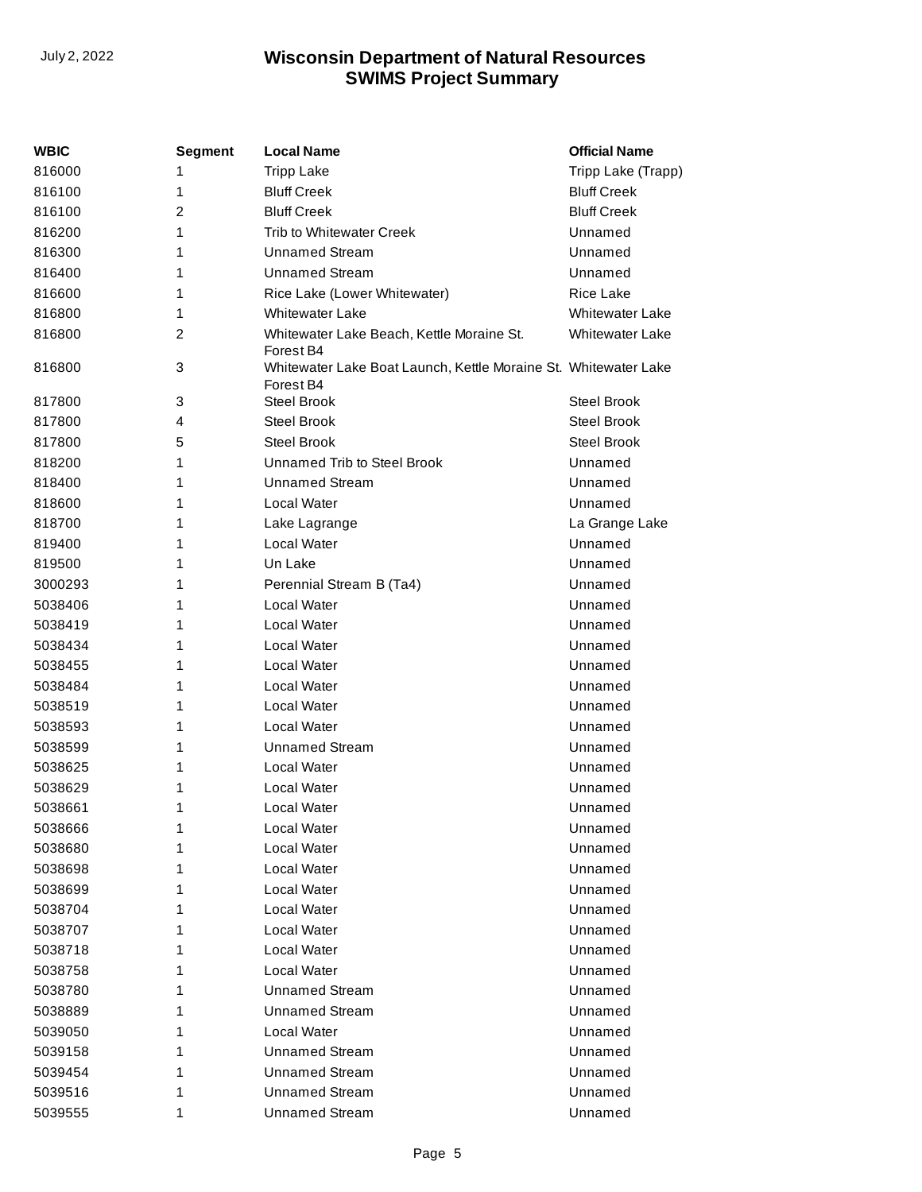| WBIC | Segment | Local Name | Official Name |
|---|---|---|---|
| 816000 | 1 | Tripp Lake | Tripp Lake (Trapp) |
| 816100 | 1 | Bluff Creek | Bluff Creek |
| 816100 | 2 | Bluff Creek | Bluff Creek |
| 816200 | 1 | Trib to Whitewater Creek | Unnamed |
| 816300 | 1 | Unnamed Stream | Unnamed |
| 816400 | 1 | Unnamed Stream | Unnamed |
| 816600 | 1 | Rice Lake (Lower Whitewater) | Rice Lake |
| 816800 | 1 | Whitewater Lake | Whitewater Lake |
| 816800 | 2 | Whitewater Lake Beach, Kettle Moraine St. Forest B4 | Whitewater Lake |
| 816800 | 3 | Whitewater Lake Boat Launch, Kettle Moraine St. Forest B4 | Whitewater Lake |
| 817800 | 3 | Steel Brook | Steel Brook |
| 817800 | 4 | Steel Brook | Steel Brook |
| 817800 | 5 | Steel Brook | Steel Brook |
| 818200 | 1 | Unnamed Trib to Steel Brook | Unnamed |
| 818400 | 1 | Unnamed Stream | Unnamed |
| 818600 | 1 | Local Water | Unnamed |
| 818700 | 1 | Lake Lagrange | La Grange Lake |
| 819400 | 1 | Local Water | Unnamed |
| 819500 | 1 | Un Lake | Unnamed |
| 3000293 | 1 | Perennial Stream B (Ta4) | Unnamed |
| 5038406 | 1 | Local Water | Unnamed |
| 5038419 | 1 | Local Water | Unnamed |
| 5038434 | 1 | Local Water | Unnamed |
| 5038455 | 1 | Local Water | Unnamed |
| 5038484 | 1 | Local Water | Unnamed |
| 5038519 | 1 | Local Water | Unnamed |
| 5038593 | 1 | Local Water | Unnamed |
| 5038599 | 1 | Unnamed Stream | Unnamed |
| 5038625 | 1 | Local Water | Unnamed |
| 5038629 | 1 | Local Water | Unnamed |
| 5038661 | 1 | Local Water | Unnamed |
| 5038666 | 1 | Local Water | Unnamed |
| 5038680 | 1 | Local Water | Unnamed |
| 5038698 | 1 | Local Water | Unnamed |
| 5038699 | 1 | Local Water | Unnamed |
| 5038704 | 1 | Local Water | Unnamed |
| 5038707 | 1 | Local Water | Unnamed |
| 5038718 | 1 | Local Water | Unnamed |
| 5038758 | 1 | Local Water | Unnamed |
| 5038780 | 1 | Unnamed Stream | Unnamed |
| 5038889 | 1 | Unnamed Stream | Unnamed |
| 5039050 | 1 | Local Water | Unnamed |
| 5039158 | 1 | Unnamed Stream | Unnamed |
| 5039454 | 1 | Unnamed Stream | Unnamed |
| 5039516 | 1 | Unnamed Stream | Unnamed |
| 5039555 | 1 | Unnamed Stream | Unnamed |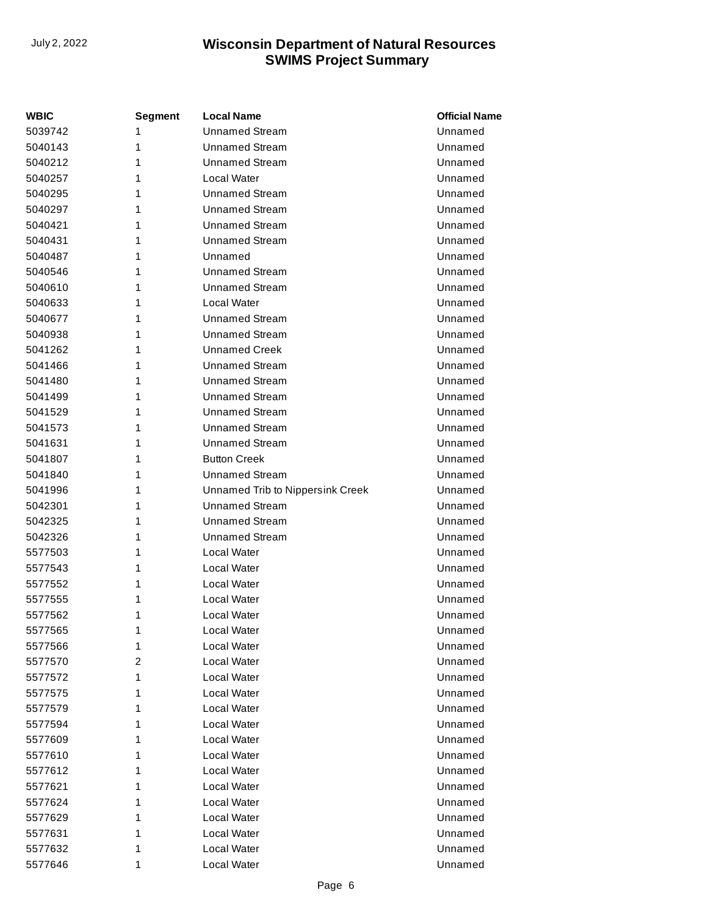| WBIC | Segment | Local Name | Official Name |
|---|---|---|---|
| 5039742 | 1 | Unnamed Stream | Unnamed |
| 5040143 | 1 | Unnamed Stream | Unnamed |
| 5040212 | 1 | Unnamed Stream | Unnamed |
| 5040257 | 1 | Local Water | Unnamed |
| 5040295 | 1 | Unnamed Stream | Unnamed |
| 5040297 | 1 | Unnamed Stream | Unnamed |
| 5040421 | 1 | Unnamed Stream | Unnamed |
| 5040431 | 1 | Unnamed Stream | Unnamed |
| 5040487 | 1 | Unnamed | Unnamed |
| 5040546 | 1 | Unnamed Stream | Unnamed |
| 5040610 | 1 | Unnamed Stream | Unnamed |
| 5040633 | 1 | Local Water | Unnamed |
| 5040677 | 1 | Unnamed Stream | Unnamed |
| 5040938 | 1 | Unnamed Stream | Unnamed |
| 5041262 | 1 | Unnamed Creek | Unnamed |
| 5041466 | 1 | Unnamed Stream | Unnamed |
| 5041480 | 1 | Unnamed Stream | Unnamed |
| 5041499 | 1 | Unnamed Stream | Unnamed |
| 5041529 | 1 | Unnamed Stream | Unnamed |
| 5041573 | 1 | Unnamed Stream | Unnamed |
| 5041631 | 1 | Unnamed Stream | Unnamed |
| 5041807 | 1 | Button Creek | Unnamed |
| 5041840 | 1 | Unnamed Stream | Unnamed |
| 5041996 | 1 | Unnamed Trib to Nippersink Creek | Unnamed |
| 5042301 | 1 | Unnamed Stream | Unnamed |
| 5042325 | 1 | Unnamed Stream | Unnamed |
| 5042326 | 1 | Unnamed Stream | Unnamed |
| 5577503 | 1 | Local Water | Unnamed |
| 5577543 | 1 | Local Water | Unnamed |
| 5577552 | 1 | Local Water | Unnamed |
| 5577555 | 1 | Local Water | Unnamed |
| 5577562 | 1 | Local Water | Unnamed |
| 5577565 | 1 | Local Water | Unnamed |
| 5577566 | 1 | Local Water | Unnamed |
| 5577570 | 2 | Local Water | Unnamed |
| 5577572 | 1 | Local Water | Unnamed |
| 5577575 | 1 | Local Water | Unnamed |
| 5577579 | 1 | Local Water | Unnamed |
| 5577594 | 1 | Local Water | Unnamed |
| 5577609 | 1 | Local Water | Unnamed |
| 5577610 | 1 | Local Water | Unnamed |
| 5577612 | 1 | Local Water | Unnamed |
| 5577621 | 1 | Local Water | Unnamed |
| 5577624 | 1 | Local Water | Unnamed |
| 5577629 | 1 | Local Water | Unnamed |
| 5577631 | 1 | Local Water | Unnamed |
| 5577632 | 1 | Local Water | Unnamed |
| 5577646 | 1 | Local Water | Unnamed |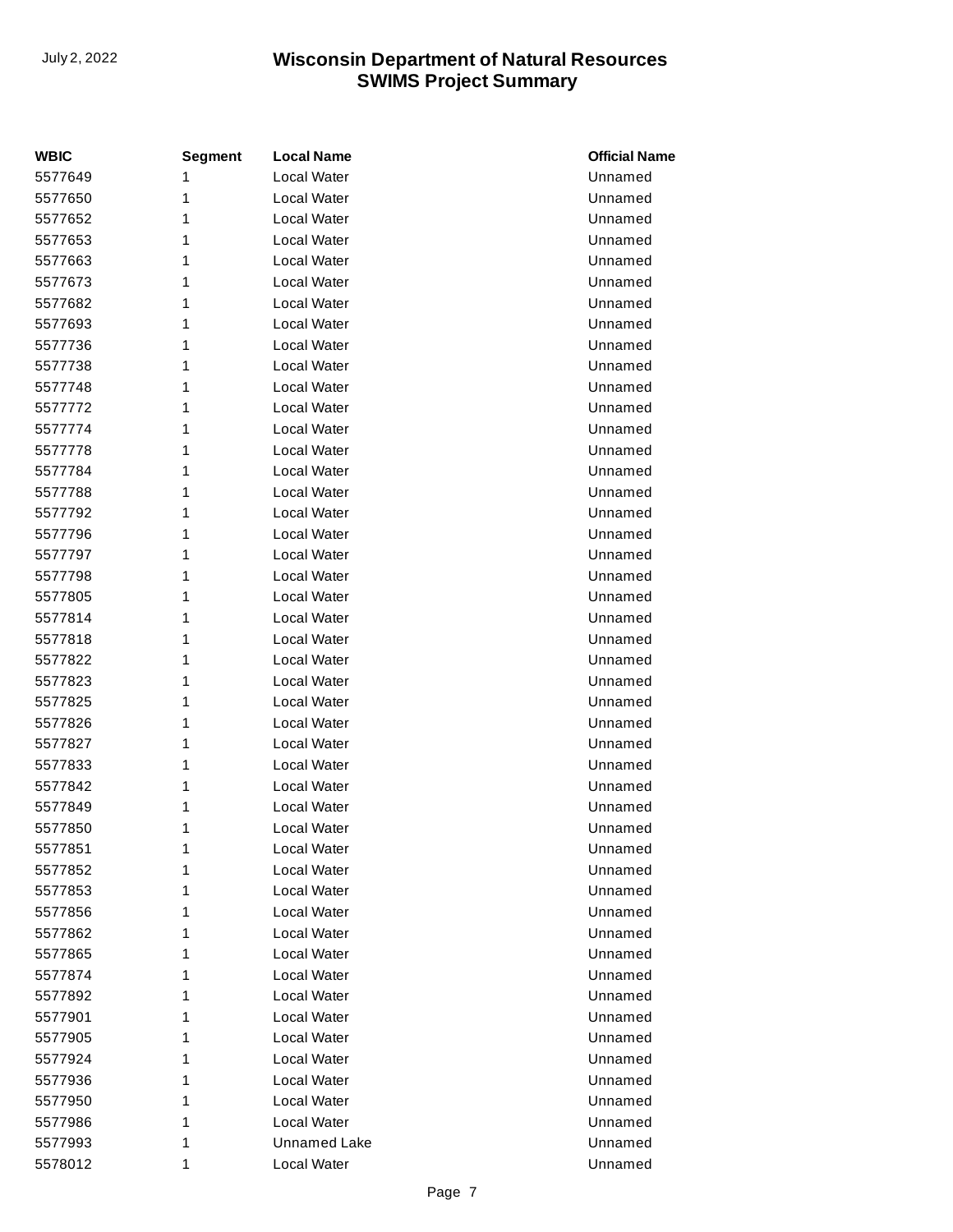| WBIC | Segment | Local Name | Official Name |
| --- | --- | --- | --- |
| 5577649 | 1 | Local Water | Unnamed |
| 5577650 | 1 | Local Water | Unnamed |
| 5577652 | 1 | Local Water | Unnamed |
| 5577653 | 1 | Local Water | Unnamed |
| 5577663 | 1 | Local Water | Unnamed |
| 5577673 | 1 | Local Water | Unnamed |
| 5577682 | 1 | Local Water | Unnamed |
| 5577693 | 1 | Local Water | Unnamed |
| 5577736 | 1 | Local Water | Unnamed |
| 5577738 | 1 | Local Water | Unnamed |
| 5577748 | 1 | Local Water | Unnamed |
| 5577772 | 1 | Local Water | Unnamed |
| 5577774 | 1 | Local Water | Unnamed |
| 5577778 | 1 | Local Water | Unnamed |
| 5577784 | 1 | Local Water | Unnamed |
| 5577788 | 1 | Local Water | Unnamed |
| 5577792 | 1 | Local Water | Unnamed |
| 5577796 | 1 | Local Water | Unnamed |
| 5577797 | 1 | Local Water | Unnamed |
| 5577798 | 1 | Local Water | Unnamed |
| 5577805 | 1 | Local Water | Unnamed |
| 5577814 | 1 | Local Water | Unnamed |
| 5577818 | 1 | Local Water | Unnamed |
| 5577822 | 1 | Local Water | Unnamed |
| 5577823 | 1 | Local Water | Unnamed |
| 5577825 | 1 | Local Water | Unnamed |
| 5577826 | 1 | Local Water | Unnamed |
| 5577827 | 1 | Local Water | Unnamed |
| 5577833 | 1 | Local Water | Unnamed |
| 5577842 | 1 | Local Water | Unnamed |
| 5577849 | 1 | Local Water | Unnamed |
| 5577850 | 1 | Local Water | Unnamed |
| 5577851 | 1 | Local Water | Unnamed |
| 5577852 | 1 | Local Water | Unnamed |
| 5577853 | 1 | Local Water | Unnamed |
| 5577856 | 1 | Local Water | Unnamed |
| 5577862 | 1 | Local Water | Unnamed |
| 5577865 | 1 | Local Water | Unnamed |
| 5577874 | 1 | Local Water | Unnamed |
| 5577892 | 1 | Local Water | Unnamed |
| 5577901 | 1 | Local Water | Unnamed |
| 5577905 | 1 | Local Water | Unnamed |
| 5577924 | 1 | Local Water | Unnamed |
| 5577936 | 1 | Local Water | Unnamed |
| 5577950 | 1 | Local Water | Unnamed |
| 5577986 | 1 | Local Water | Unnamed |
| 5577993 | 1 | Unnamed Lake | Unnamed |
| 5578012 | 1 | Local Water | Unnamed |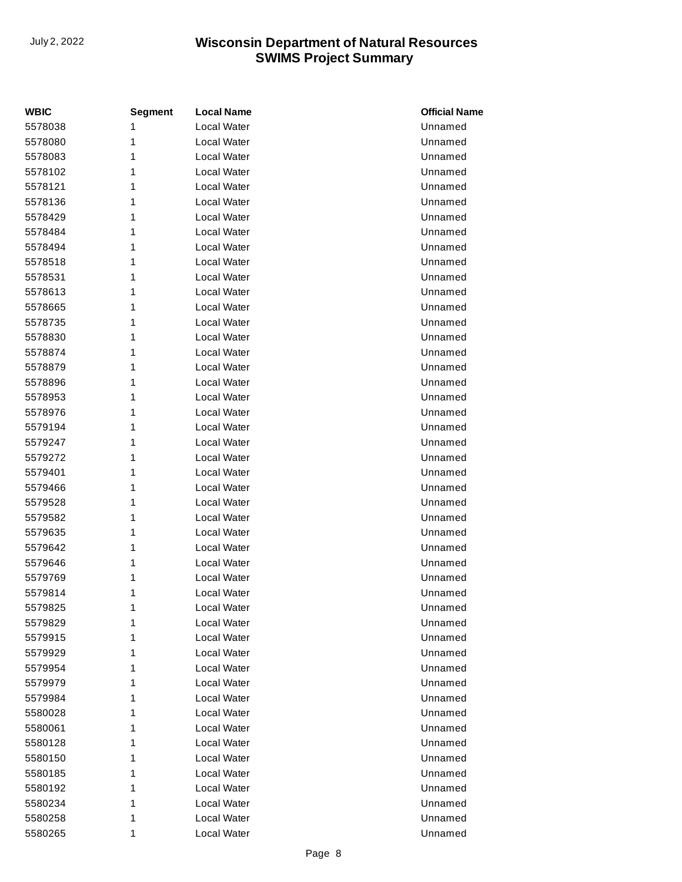| WBIC | Segment | Local Name | Official Name |
| --- | --- | --- | --- |
| 5578038 | 1 | Local Water | Unnamed |
| 5578080 | 1 | Local Water | Unnamed |
| 5578083 | 1 | Local Water | Unnamed |
| 5578102 | 1 | Local Water | Unnamed |
| 5578121 | 1 | Local Water | Unnamed |
| 5578136 | 1 | Local Water | Unnamed |
| 5578429 | 1 | Local Water | Unnamed |
| 5578484 | 1 | Local Water | Unnamed |
| 5578494 | 1 | Local Water | Unnamed |
| 5578518 | 1 | Local Water | Unnamed |
| 5578531 | 1 | Local Water | Unnamed |
| 5578613 | 1 | Local Water | Unnamed |
| 5578665 | 1 | Local Water | Unnamed |
| 5578735 | 1 | Local Water | Unnamed |
| 5578830 | 1 | Local Water | Unnamed |
| 5578874 | 1 | Local Water | Unnamed |
| 5578879 | 1 | Local Water | Unnamed |
| 5578896 | 1 | Local Water | Unnamed |
| 5578953 | 1 | Local Water | Unnamed |
| 5578976 | 1 | Local Water | Unnamed |
| 5579194 | 1 | Local Water | Unnamed |
| 5579247 | 1 | Local Water | Unnamed |
| 5579272 | 1 | Local Water | Unnamed |
| 5579401 | 1 | Local Water | Unnamed |
| 5579466 | 1 | Local Water | Unnamed |
| 5579528 | 1 | Local Water | Unnamed |
| 5579582 | 1 | Local Water | Unnamed |
| 5579635 | 1 | Local Water | Unnamed |
| 5579642 | 1 | Local Water | Unnamed |
| 5579646 | 1 | Local Water | Unnamed |
| 5579769 | 1 | Local Water | Unnamed |
| 5579814 | 1 | Local Water | Unnamed |
| 5579825 | 1 | Local Water | Unnamed |
| 5579829 | 1 | Local Water | Unnamed |
| 5579915 | 1 | Local Water | Unnamed |
| 5579929 | 1 | Local Water | Unnamed |
| 5579954 | 1 | Local Water | Unnamed |
| 5579979 | 1 | Local Water | Unnamed |
| 5579984 | 1 | Local Water | Unnamed |
| 5580028 | 1 | Local Water | Unnamed |
| 5580061 | 1 | Local Water | Unnamed |
| 5580128 | 1 | Local Water | Unnamed |
| 5580150 | 1 | Local Water | Unnamed |
| 5580185 | 1 | Local Water | Unnamed |
| 5580192 | 1 | Local Water | Unnamed |
| 5580234 | 1 | Local Water | Unnamed |
| 5580258 | 1 | Local Water | Unnamed |
| 5580265 | 1 | Local Water | Unnamed |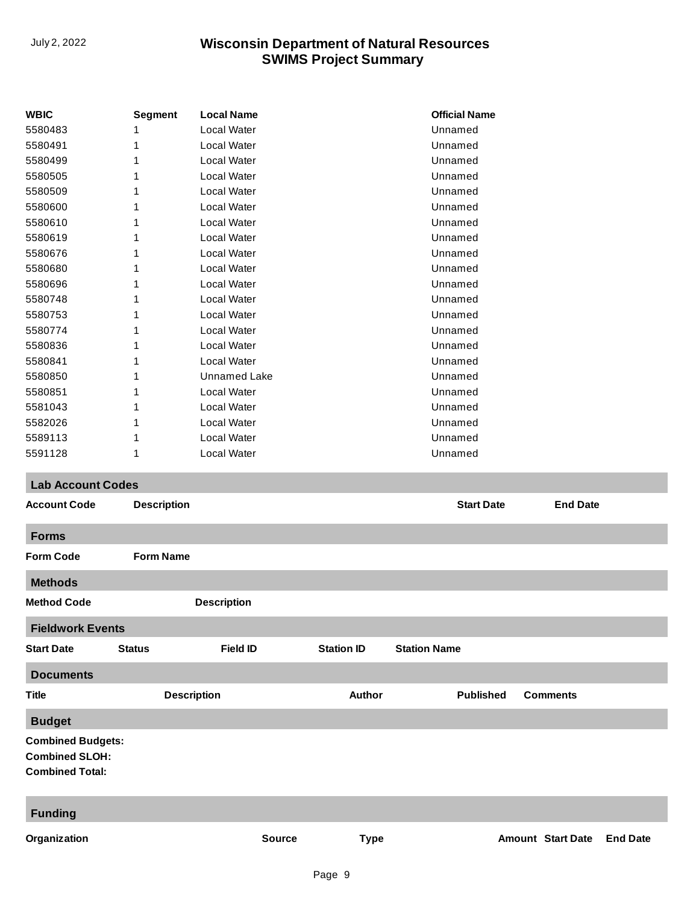| WBIC | Segment | Local Name | Official Name |
|---|---|---|---|
| 5580483 | 1 | Local Water | Unnamed |
| 5580491 | 1 | Local Water | Unnamed |
| 5580499 | 1 | Local Water | Unnamed |
| 5580505 | 1 | Local Water | Unnamed |
| 5580509 | 1 | Local Water | Unnamed |
| 5580600 | 1 | Local Water | Unnamed |
| 5580610 | 1 | Local Water | Unnamed |
| 5580619 | 1 | Local Water | Unnamed |
| 5580676 | 1 | Local Water | Unnamed |
| 5580680 | 1 | Local Water | Unnamed |
| 5580696 | 1 | Local Water | Unnamed |
| 5580748 | 1 | Local Water | Unnamed |
| 5580753 | 1 | Local Water | Unnamed |
| 5580774 | 1 | Local Water | Unnamed |
| 5580836 | 1 | Local Water | Unnamed |
| 5580841 | 1 | Local Water | Unnamed |
| 5580850 | 1 | Unnamed Lake | Unnamed |
| 5580851 | 1 | Local Water | Unnamed |
| 5581043 | 1 | Local Water | Unnamed |
| 5582026 | 1 | Local Water | Unnamed |
| 5589113 | 1 | Local Water | Unnamed |
| 5591128 | 1 | Local Water | Unnamed |

## Lab Account Codes

| Account Code | Description | Start Date | End Date |
|---|---|---|---|

## Forms

| Form Code | Form Name |
|---|---|

## Methods

| Method Code | Description |
|---|---|

## Fieldwork Events

| Start Date | Status | Field ID | Station ID | Station Name |
|---|---|---|---|---|

## Documents

| Title | Description | Author | Published | Comments |
|---|---|---|---|---|

## Budget

**Combined Budgets:**
**Combined SLOH:**
**Combined Total:**

## Funding

| Organization | Source | Type | Amount | Start Date | End Date |
|---|---|---|---|---|---|